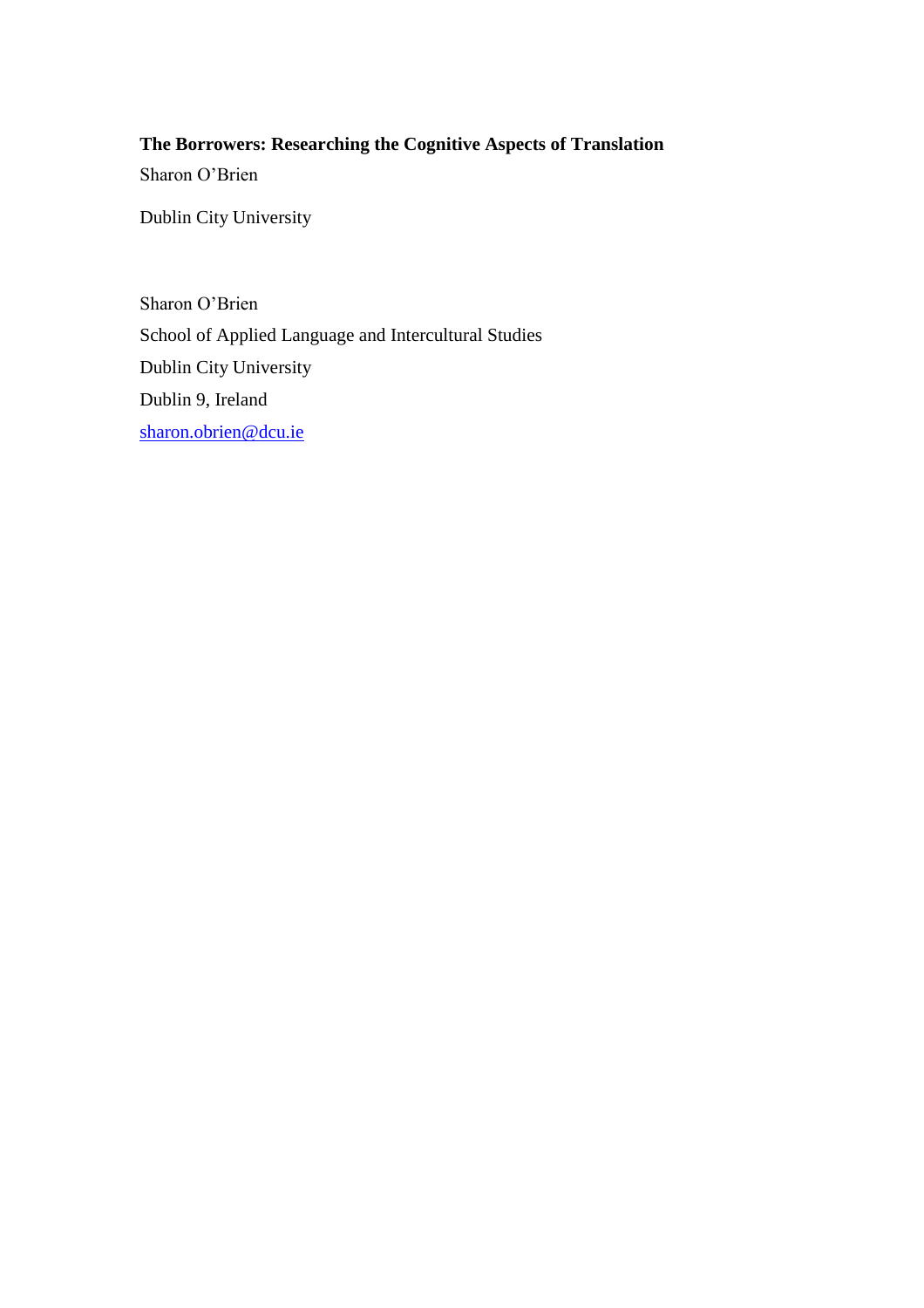**The Borrowers: Researching the Cognitive Aspects of Translation**

Sharon O'Brien

Dublin City University

Sharon O'Brien

School of Applied Language and Intercultural Studies

Dublin City University

Dublin 9, Ireland

sharon.obrien@dcu.ie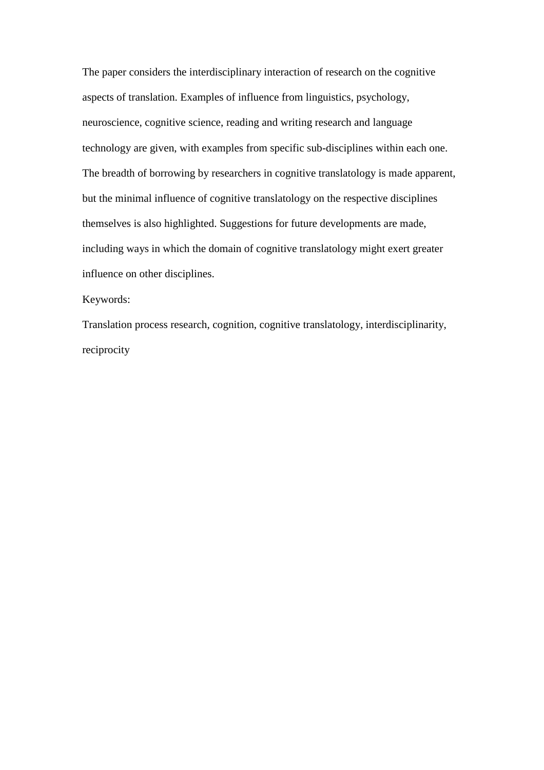The paper considers the interdisciplinary interaction of research on the cognitive aspects of translation. Examples of influence from linguistics, psychology, neuroscience, cognitive science, reading and writing research and language technology are given, with examples from specific sub-disciplines within each one. The breadth of borrowing by researchers in cognitive translatology is made apparent, but the minimal influence of cognitive translatology on the respective disciplines themselves is also highlighted. Suggestions for future developments are made, including ways in which the domain of cognitive translatology might exert greater influence on other disciplines.

Keywords:

Translation process research, cognition, cognitive translatology, interdisciplinarity, reciprocity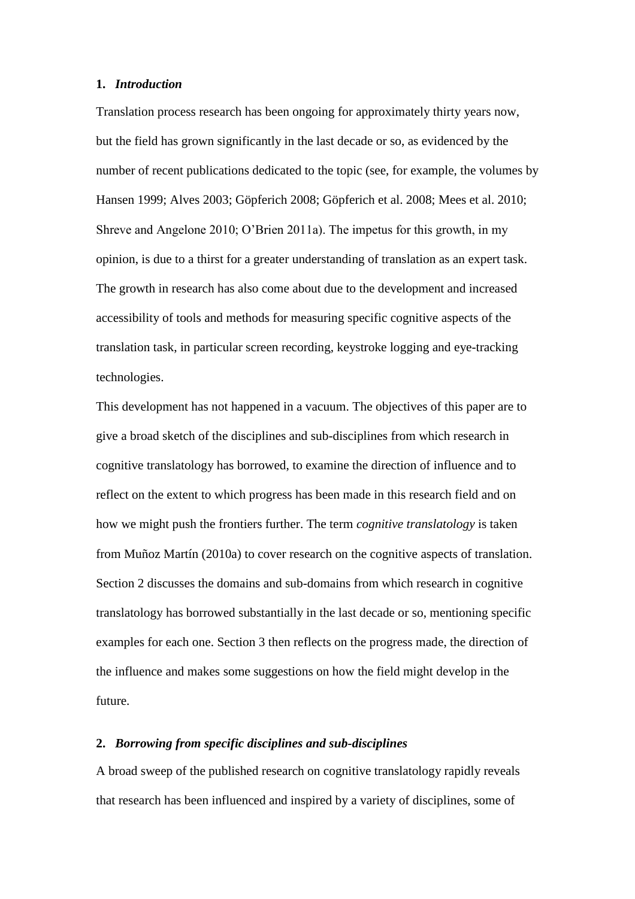## 1. *Introduction*

Translation process research has been ongoing for approximately thirty years now, but the field has grown significantly in the last decade or so, as evidenced by the number of recent publications dedicated to the topic (see, for example, the volumes by Hansen 1999; Alves 2003; Göpferich 2008; Göpferich et al. 2008; Mees et al. 2010; Shreve and Angelone 2010; O'Brien 2011a). The impetus for this growth, in my opinion, is due to a thirst for a greater understanding of translation as an expert task. The growth in research has also come about due to the development and increased accessibility of tools and methods for measuring specific cognitive aspects of the translation task, in particular screen recording, keystroke logging and eye-tracking technologies.

This development has not happened in a vacuum. The objectives of this paper are to give a broad sketch of the disciplines and sub-disciplines from which research in cognitive translatology has borrowed, to examine the direction of influence and to reflect on the extent to which progress has been made in this research field and on how we might push the frontiers further. The term *cognitive translatology* is taken from Muñoz Martín (2010a) to cover research on the cognitive aspects of translation. Section 2 discusses the domains and sub-domains from which research in cognitive translatology has borrowed substantially in the last decade or so, mentioning specific examples for each one. Section 3 then reflects on the progress made, the direction of the influence and makes some suggestions on how the field might develop in the future.

## 2. *Borrowing from specific disciplines and sub-disciplines*

A broad sweep of the published research on cognitive translatology rapidly reveals that research has been influenced and inspired by a variety of disciplines, some of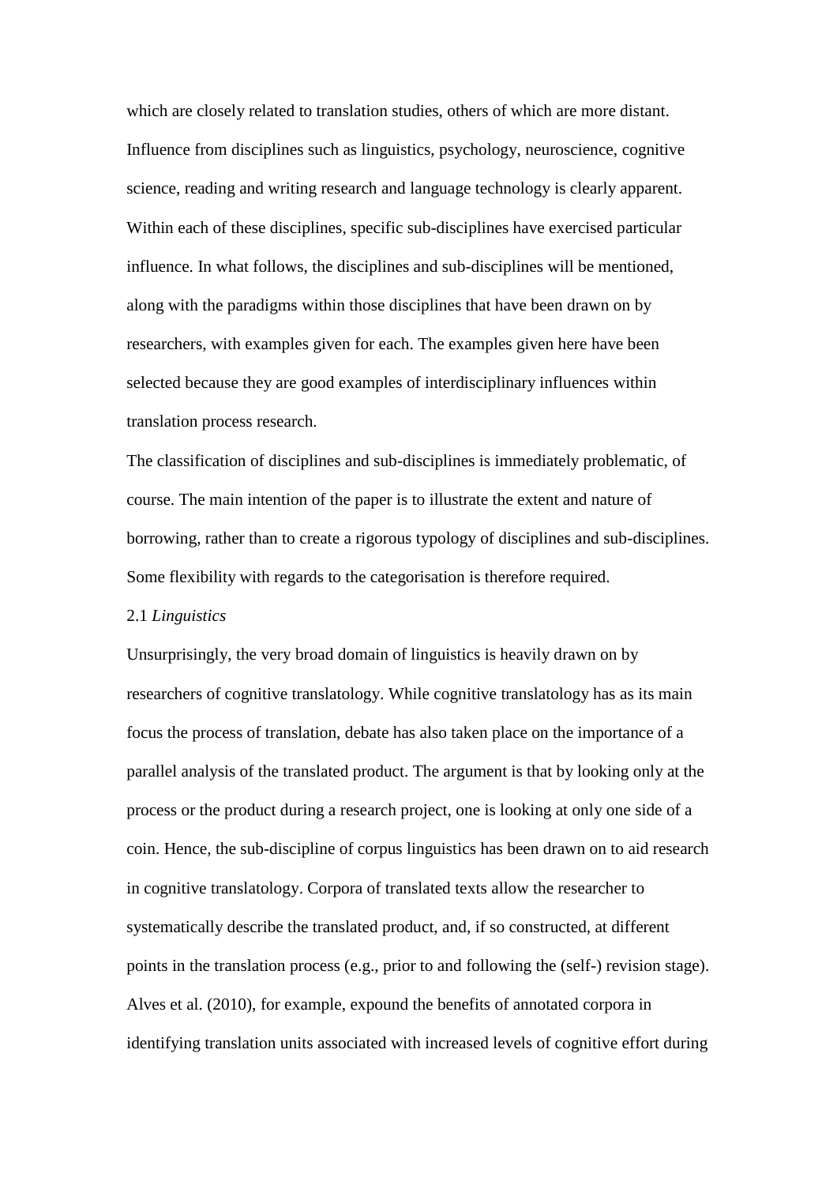which are closely related to translation studies, others of which are more distant. Influence from disciplines such as linguistics, psychology, neuroscience, cognitive science, reading and writing research and language technology is clearly apparent. Within each of these disciplines, specific sub-disciplines have exercised particular influence. In what follows, the disciplines and sub-disciplines will be mentioned, along with the paradigms within those disciplines that have been drawn on by researchers, with examples given for each. The examples given here have been selected because they are good examples of interdisciplinary influences within translation process research.

The classification of disciplines and sub-disciplines is immediately problematic, of course. The main intention of the paper is to illustrate the extent and nature of borrowing, rather than to create a rigorous typology of disciplines and sub-disciplines. Some flexibility with regards to the categorisation is therefore required.

### 2.1 *Linguistics*

Unsurprisingly, the very broad domain of linguistics is heavily drawn on by researchers of cognitive translatology. While cognitive translatology has as its main focus the process of translation, debate has also taken place on the importance of a parallel analysis of the translated product. The argument is that by looking only at the process or the product during a research project, one is looking at only one side of a coin. Hence, the sub-discipline of corpus linguistics has been drawn on to aid research in cognitive translatology. Corpora of translated texts allow the researcher to systematically describe the translated product, and, if so constructed, at different points in the translation process (e.g., prior to and following the (self-) revision stage). Alves et al. (2010), for example, expound the benefits of annotated corpora in identifying translation units associated with increased levels of cognitive effort during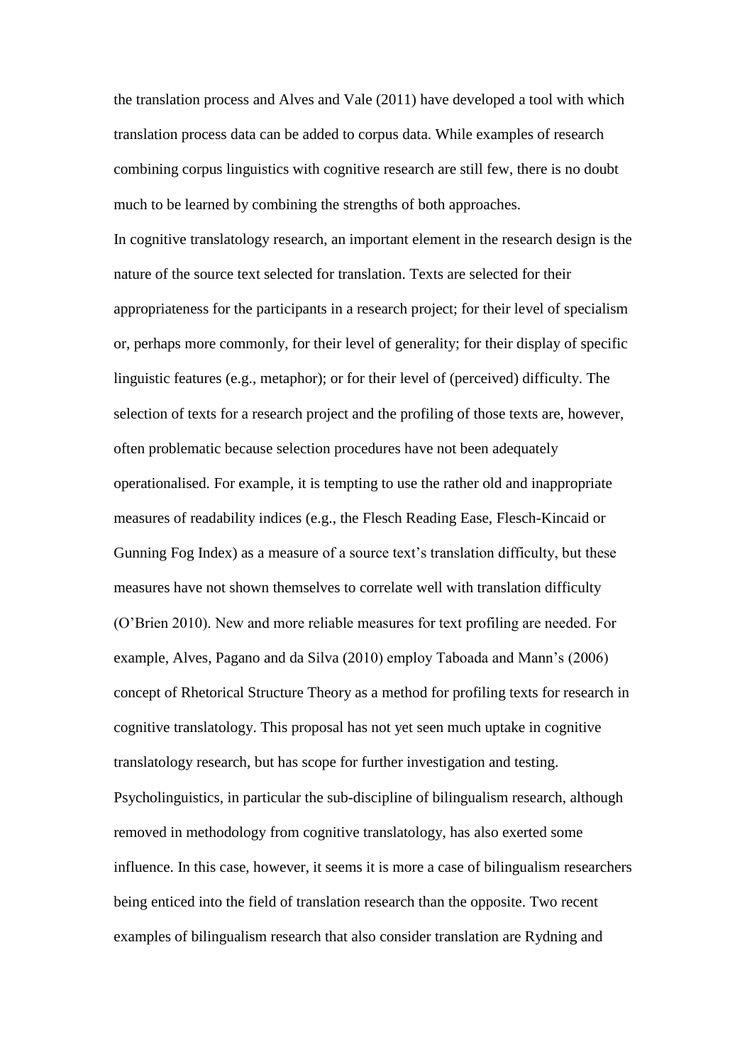the translation process and Alves and Vale (2011) have developed a tool with which translation process data can be added to corpus data. While examples of research combining corpus linguistics with cognitive research are still few, there is no doubt much to be learned by combining the strengths of both approaches.

In cognitive translatology research, an important element in the research design is the nature of the source text selected for translation. Texts are selected for their appropriateness for the participants in a research project; for their level of specialism or, perhaps more commonly, for their level of generality; for their display of specific linguistic features (e.g., metaphor); or for their level of (perceived) difficulty. The selection of texts for a research project and the profiling of those texts are, however, often problematic because selection procedures have not been adequately operationalised. For example, it is tempting to use the rather old and inappropriate measures of readability indices (e.g., the Flesch Reading Ease, Flesch-Kincaid or Gunning Fog Index) as a measure of a source text's translation difficulty, but these measures have not shown themselves to correlate well with translation difficulty (O'Brien 2010). New and more reliable measures for text profiling are needed. For example, Alves, Pagano and da Silva (2010) employ Taboada and Mann's (2006) concept of Rhetorical Structure Theory as a method for profiling texts for research in cognitive translatology. This proposal has not yet seen much uptake in cognitive translatology research, but has scope for further investigation and testing.

Psycholinguistics, in particular the sub-discipline of bilingualism research, although removed in methodology from cognitive translatology, has also exerted some influence. In this case, however, it seems it is more a case of bilingualism researchers being enticed into the field of translation research than the opposite. Two recent examples of bilingualism research that also consider translation are Rydning and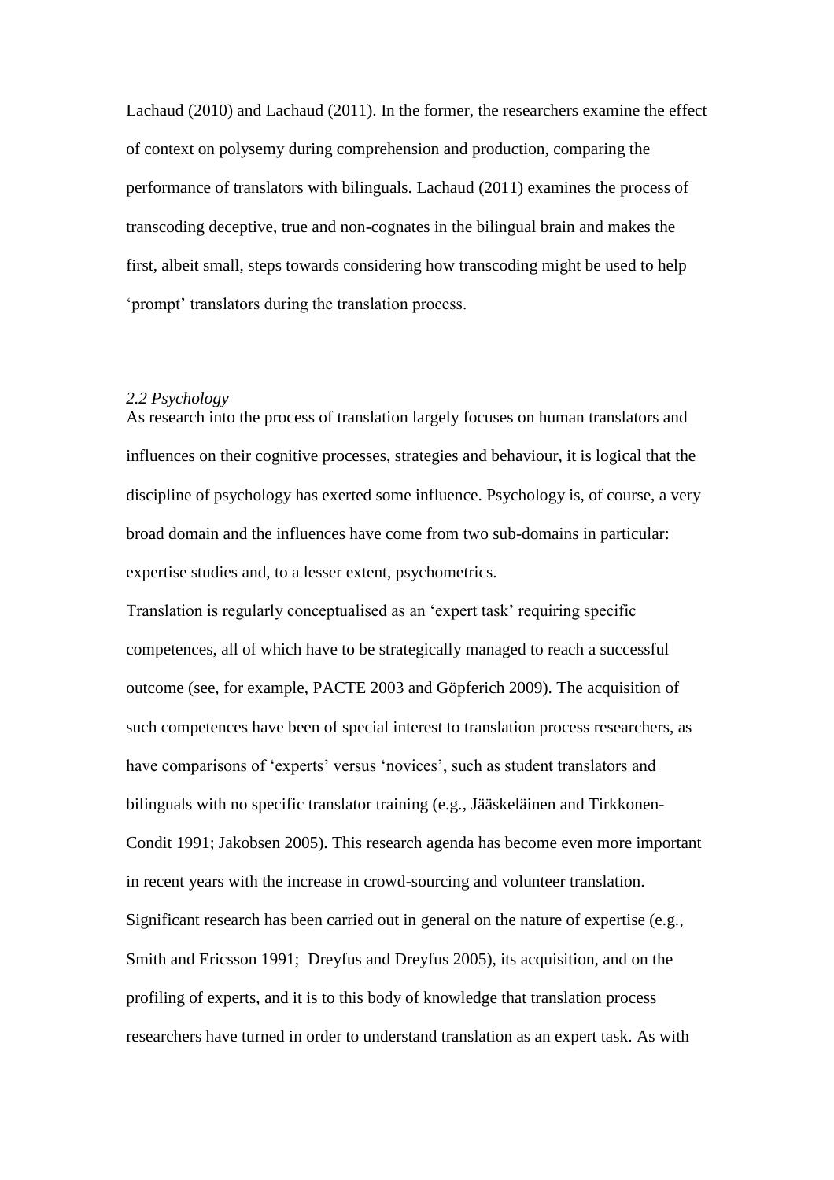Lachaud (2010) and Lachaud (2011). In the former, the researchers examine the effect of context on polysemy during comprehension and production, comparing the performance of translators with bilinguals. Lachaud (2011) examines the process of transcoding deceptive, true and non-cognates in the bilingual brain and makes the first, albeit small, steps towards considering how transcoding might be used to help 'prompt' translators during the translation process.

### *2.2 Psychology*

As research into the process of translation largely focuses on human translators and influences on their cognitive processes, strategies and behaviour, it is logical that the discipline of psychology has exerted some influence. Psychology is, of course, a very broad domain and the influences have come from two sub-domains in particular: expertise studies and, to a lesser extent, psychometrics.

Translation is regularly conceptualised as an 'expert task' requiring specific competences, all of which have to be strategically managed to reach a successful outcome (see, for example, PACTE 2003 and Göpferich 2009). The acquisition of such competences have been of special interest to translation process researchers, as have comparisons of 'experts' versus 'novices', such as student translators and bilinguals with no specific translator training (e.g., Jääskeläinen and Tirkkonen-Condit 1991; Jakobsen 2005). This research agenda has become even more important in recent years with the increase in crowd-sourcing and volunteer translation. Significant research has been carried out in general on the nature of expertise (e.g., Smith and Ericsson 1991; Dreyfus and Dreyfus 2005), its acquisition, and on the profiling of experts, and it is to this body of knowledge that translation process researchers have turned in order to understand translation as an expert task. As with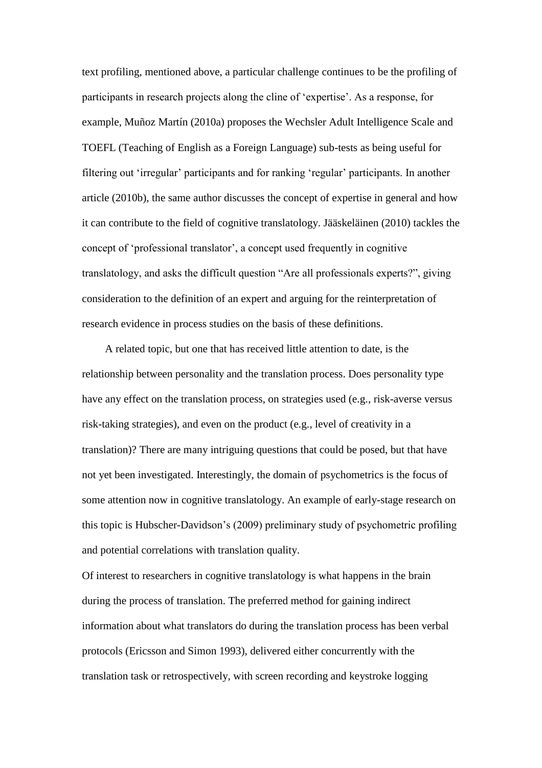text profiling, mentioned above, a particular challenge continues to be the profiling of participants in research projects along the cline of 'expertise'. As a response, for example, Muñoz Martín (2010a) proposes the Wechsler Adult Intelligence Scale and TOEFL (Teaching of English as a Foreign Language) sub-tests as being useful for filtering out 'irregular' participants and for ranking 'regular' participants. In another article (2010b), the same author discusses the concept of expertise in general and how it can contribute to the field of cognitive translatology. Jääskeläinen (2010) tackles the concept of 'professional translator', a concept used frequently in cognitive translatology, and asks the difficult question "Are all professionals experts?", giving consideration to the definition of an expert and arguing for the reinterpretation of research evidence in process studies on the basis of these definitions.

A related topic, but one that has received little attention to date, is the relationship between personality and the translation process. Does personality type have any effect on the translation process, on strategies used (e.g., risk-averse versus risk-taking strategies), and even on the product (e.g., level of creativity in a translation)? There are many intriguing questions that could be posed, but that have not yet been investigated. Interestingly, the domain of psychometrics is the focus of some attention now in cognitive translatology. An example of early-stage research on this topic is Hubscher-Davidson's (2009) preliminary study of psychometric profiling and potential correlations with translation quality.

Of interest to researchers in cognitive translatology is what happens in the brain during the process of translation. The preferred method for gaining indirect information about what translators do during the translation process has been verbal protocols (Ericsson and Simon 1993), delivered either concurrently with the translation task or retrospectively, with screen recording and keystroke logging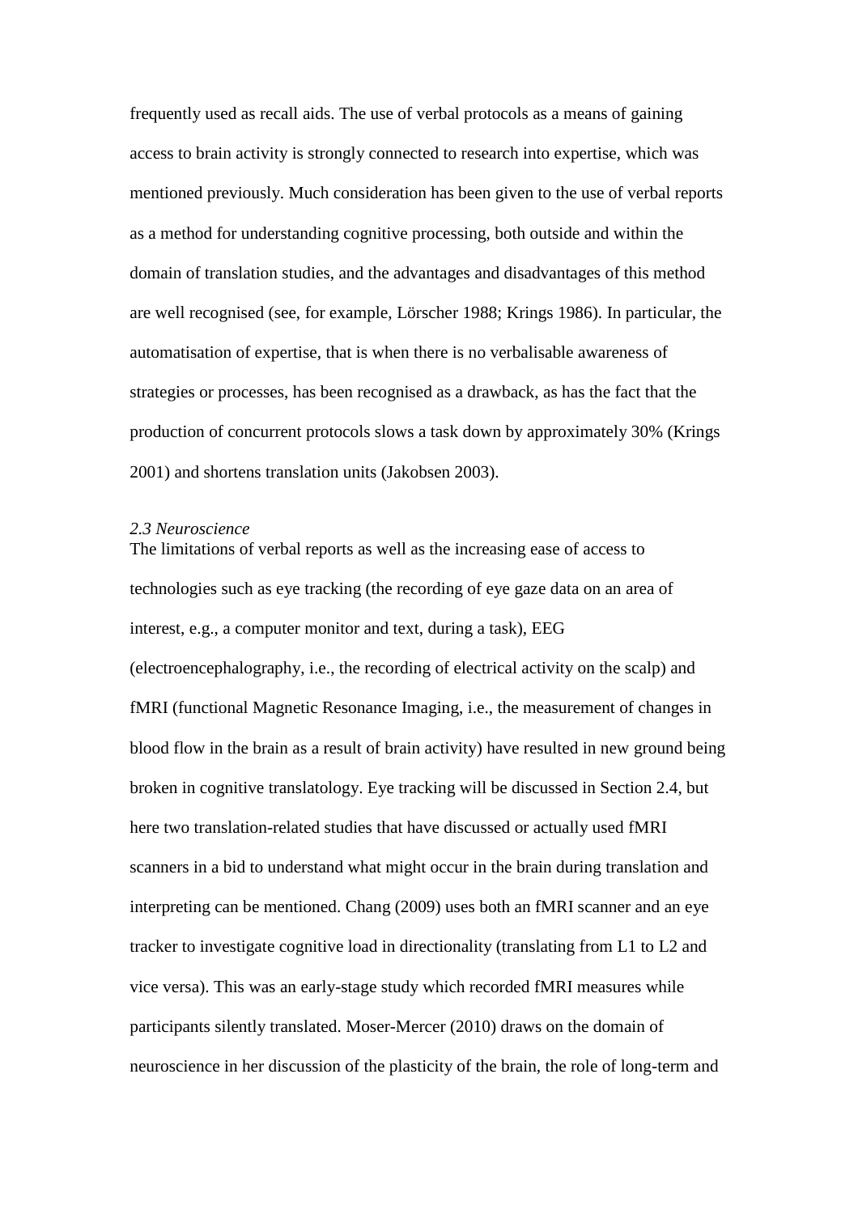frequently used as recall aids. The use of verbal protocols as a means of gaining access to brain activity is strongly connected to research into expertise, which was mentioned previously. Much consideration has been given to the use of verbal reports as a method for understanding cognitive processing, both outside and within the domain of translation studies, and the advantages and disadvantages of this method are well recognised (see, for example, Lörscher 1988; Krings 1986). In particular, the automatisation of expertise, that is when there is no verbalisable awareness of strategies or processes, has been recognised as a drawback, as has the fact that the production of concurrent protocols slows a task down by approximately 30% (Krings 2001) and shortens translation units (Jakobsen 2003).

### *2.3 Neuroscience*

The limitations of verbal reports as well as the increasing ease of access to technologies such as eye tracking (the recording of eye gaze data on an area of interest, e.g., a computer monitor and text, during a task), EEG (electroencephalography, i.e., the recording of electrical activity on the scalp) and fMRI (functional Magnetic Resonance Imaging, i.e., the measurement of changes in blood flow in the brain as a result of brain activity) have resulted in new ground being broken in cognitive translatology. Eye tracking will be discussed in Section 2.4, but here two translation-related studies that have discussed or actually used fMRI scanners in a bid to understand what might occur in the brain during translation and interpreting can be mentioned. Chang (2009) uses both an fMRI scanner and an eye tracker to investigate cognitive load in directionality (translating from L1 to L2 and vice versa). This was an early-stage study which recorded fMRI measures while participants silently translated. Moser-Mercer (2010) draws on the domain of neuroscience in her discussion of the plasticity of the brain, the role of long-term and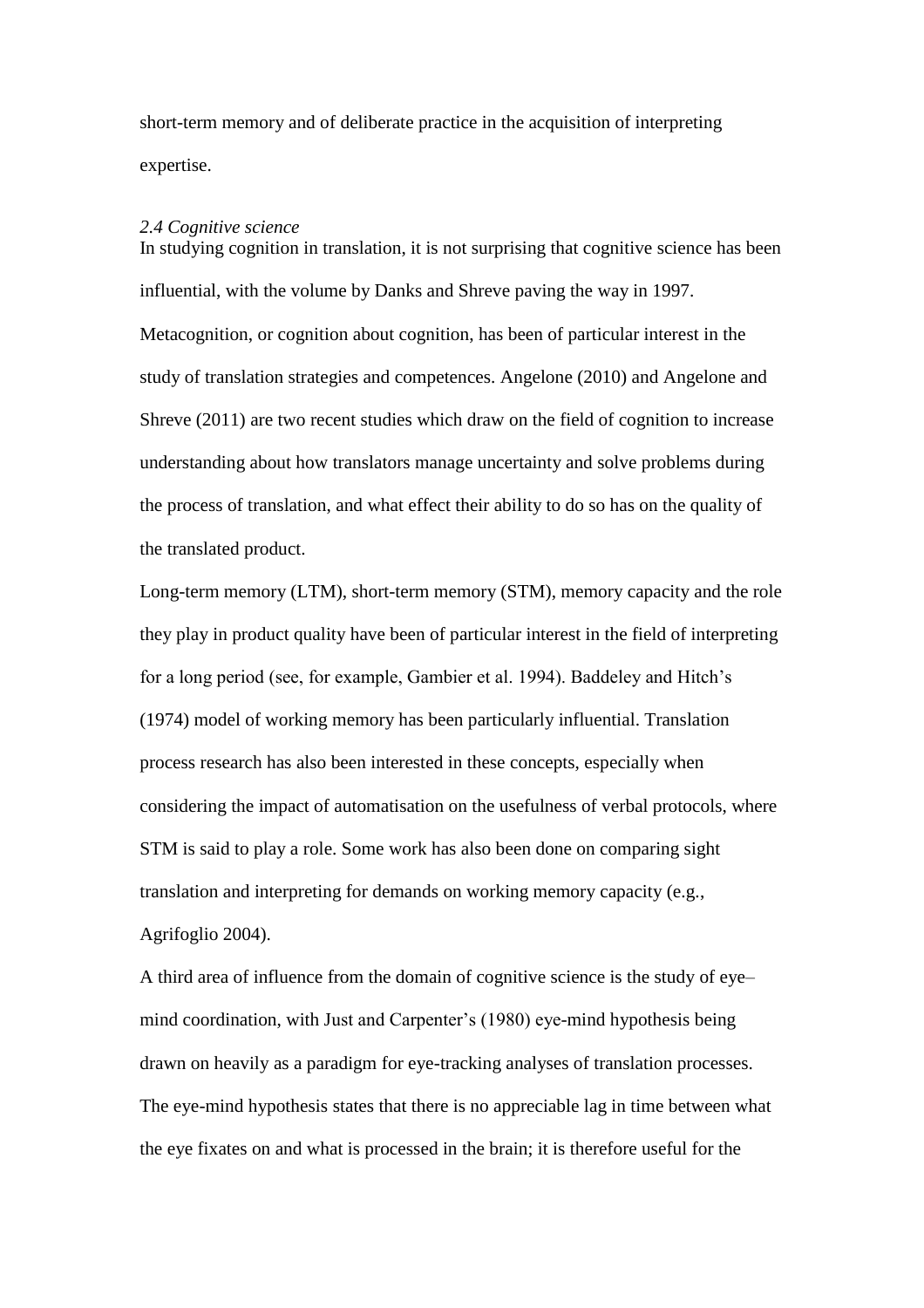short-term memory and of deliberate practice in the acquisition of interpreting expertise.

### *2.4 Cognitive science*

In studying cognition in translation, it is not surprising that cognitive science has been influential, with the volume by Danks and Shreve paving the way in 1997. Metacognition, or cognition about cognition, has been of particular interest in the study of translation strategies and competences. Angelone (2010) and Angelone and Shreve (2011) are two recent studies which draw on the field of cognition to increase understanding about how translators manage uncertainty and solve problems during the process of translation, and what effect their ability to do so has on the quality of the translated product.

Long-term memory (LTM), short-term memory (STM), memory capacity and the role they play in product quality have been of particular interest in the field of interpreting for a long period (see, for example, Gambier et al. 1994). Baddeley and Hitch's (1974) model of working memory has been particularly influential. Translation process research has also been interested in these concepts, especially when considering the impact of automatisation on the usefulness of verbal protocols, where STM is said to play a role. Some work has also been done on comparing sight translation and interpreting for demands on working memory capacity (e.g., Agrifoglio 2004).

A third area of influence from the domain of cognitive science is the study of eye–mind coordination, with Just and Carpenter's (1980) eye-mind hypothesis being drawn on heavily as a paradigm for eye-tracking analyses of translation processes. The eye-mind hypothesis states that there is no appreciable lag in time between what the eye fixates on and what is processed in the brain; it is therefore useful for the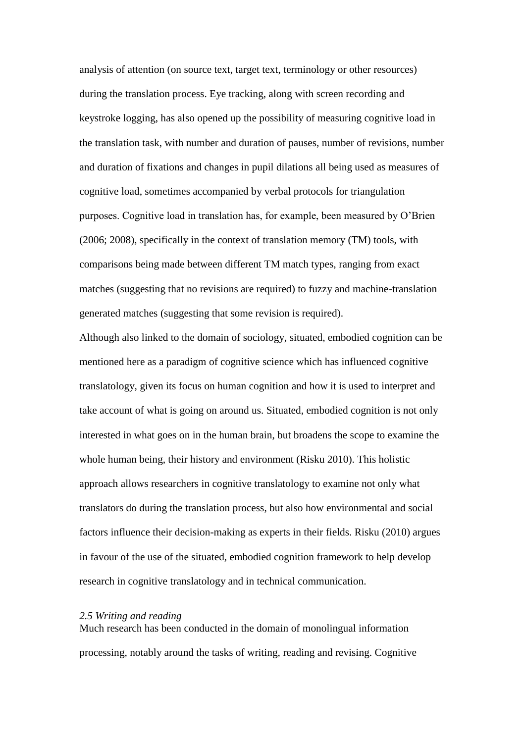analysis of attention (on source text, target text, terminology or other resources) during the translation process. Eye tracking, along with screen recording and keystroke logging, has also opened up the possibility of measuring cognitive load in the translation task, with number and duration of pauses, number of revisions, number and duration of fixations and changes in pupil dilations all being used as measures of cognitive load, sometimes accompanied by verbal protocols for triangulation purposes. Cognitive load in translation has, for example, been measured by O'Brien (2006; 2008), specifically in the context of translation memory (TM) tools, with comparisons being made between different TM match types, ranging from exact matches (suggesting that no revisions are required) to fuzzy and machine-translation generated matches (suggesting that some revision is required).

Although also linked to the domain of sociology, situated, embodied cognition can be mentioned here as a paradigm of cognitive science which has influenced cognitive translatology, given its focus on human cognition and how it is used to interpret and take account of what is going on around us. Situated, embodied cognition is not only interested in what goes on in the human brain, but broadens the scope to examine the whole human being, their history and environment (Risku 2010). This holistic approach allows researchers in cognitive translatology to examine not only what translators do during the translation process, but also how environmental and social factors influence their decision-making as experts in their fields. Risku (2010) argues in favour of the use of the situated, embodied cognition framework to help develop research in cognitive translatology and in technical communication.

### *2.5 Writing and reading*

Much research has been conducted in the domain of monolingual information processing, notably around the tasks of writing, reading and revising. Cognitive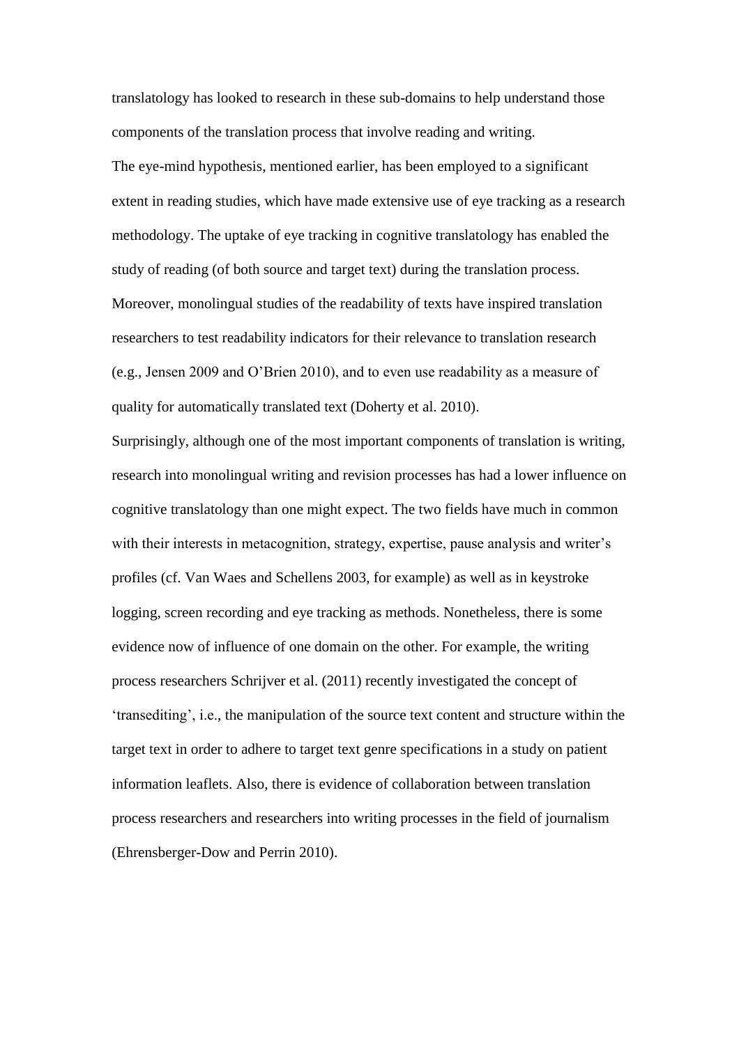translatology has looked to research in these sub-domains to help understand those components of the translation process that involve reading and writing.

The eye-mind hypothesis, mentioned earlier, has been employed to a significant extent in reading studies, which have made extensive use of eye tracking as a research methodology. The uptake of eye tracking in cognitive translatology has enabled the study of reading (of both source and target text) during the translation process. Moreover, monolingual studies of the readability of texts have inspired translation researchers to test readability indicators for their relevance to translation research (e.g., Jensen 2009 and O'Brien 2010), and to even use readability as a measure of quality for automatically translated text (Doherty et al. 2010).

Surprisingly, although one of the most important components of translation is writing, research into monolingual writing and revision processes has had a lower influence on cognitive translatology than one might expect. The two fields have much in common with their interests in metacognition, strategy, expertise, pause analysis and writer's profiles (cf. Van Waes and Schellens 2003, for example) as well as in keystroke logging, screen recording and eye tracking as methods. Nonetheless, there is some evidence now of influence of one domain on the other. For example, the writing process researchers Schrijver et al. (2011) recently investigated the concept of 'transediting', i.e., the manipulation of the source text content and structure within the target text in order to adhere to target text genre specifications in a study on patient information leaflets. Also, there is evidence of collaboration between translation process researchers and researchers into writing processes in the field of journalism (Ehrensberger-Dow and Perrin 2010).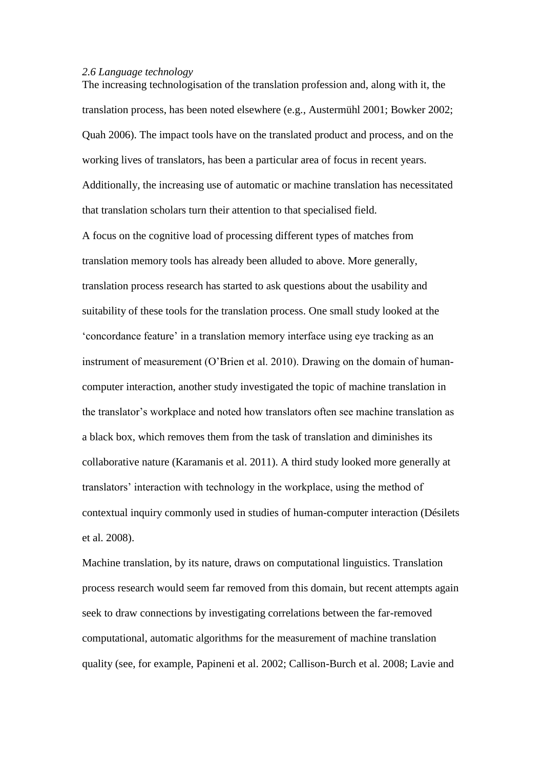*2.6 Language technology*

The increasing technologisation of the translation profession and, along with it, the translation process, has been noted elsewhere (e.g., Austermühl 2001; Bowker 2002; Quah 2006). The impact tools have on the translated product and process, and on the working lives of translators, has been a particular area of focus in recent years. Additionally, the increasing use of automatic or machine translation has necessitated that translation scholars turn their attention to that specialised field.

A focus on the cognitive load of processing different types of matches from translation memory tools has already been alluded to above. More generally, translation process research has started to ask questions about the usability and suitability of these tools for the translation process. One small study looked at the 'concordance feature' in a translation memory interface using eye tracking as an instrument of measurement (O'Brien et al. 2010). Drawing on the domain of human-computer interaction, another study investigated the topic of machine translation in the translator's workplace and noted how translators often see machine translation as a black box, which removes them from the task of translation and diminishes its collaborative nature (Karamanis et al. 2011). A third study looked more generally at translators' interaction with technology in the workplace, using the method of contextual inquiry commonly used in studies of human-computer interaction (Désilets et al. 2008).

Machine translation, by its nature, draws on computational linguistics. Translation process research would seem far removed from this domain, but recent attempts again seek to draw connections by investigating correlations between the far-removed computational, automatic algorithms for the measurement of machine translation quality (see, for example, Papineni et al. 2002; Callison-Burch et al. 2008; Lavie and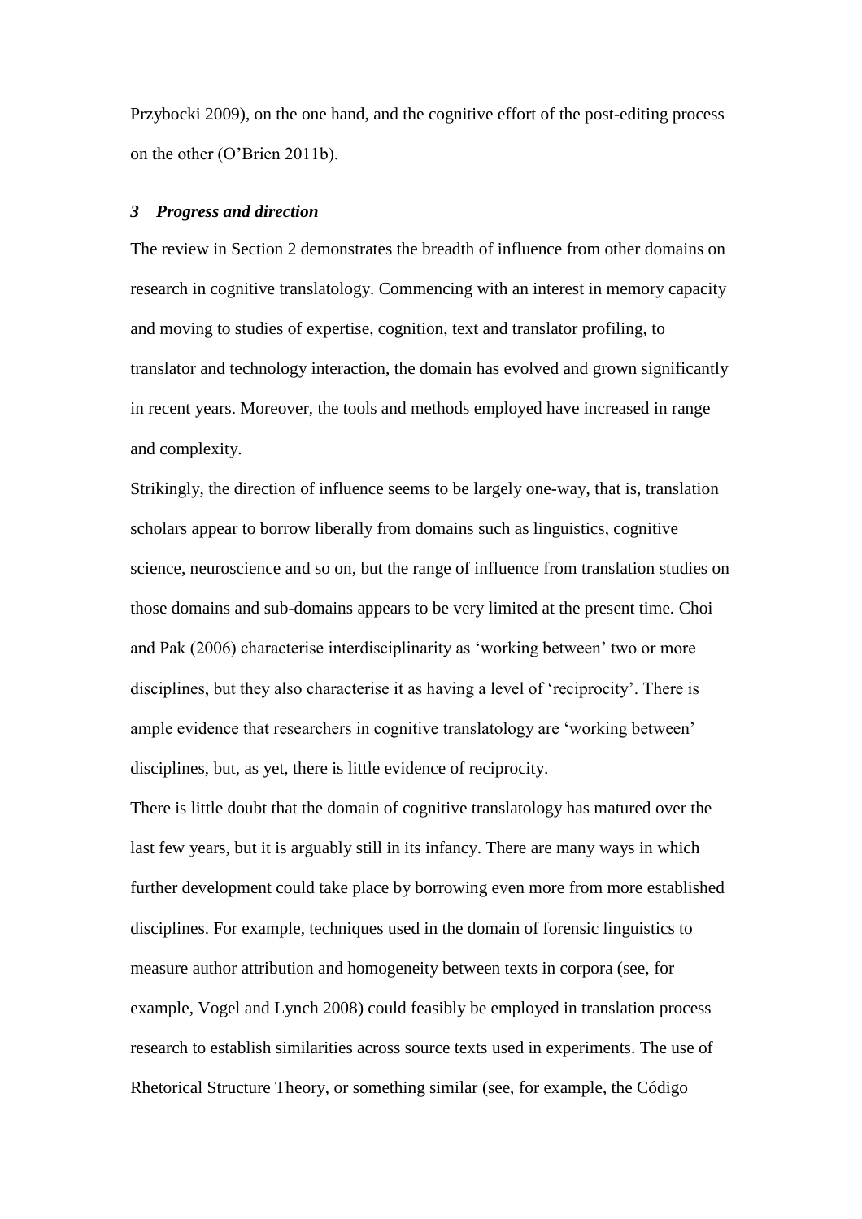Przybocki 2009), on the one hand, and the cognitive effort of the post-editing process on the other (O'Brien 2011b).

### *3 Progress and direction*

The review in Section 2 demonstrates the breadth of influence from other domains on research in cognitive translatology. Commencing with an interest in memory capacity and moving to studies of expertise, cognition, text and translator profiling, to translator and technology interaction, the domain has evolved and grown significantly in recent years. Moreover, the tools and methods employed have increased in range and complexity.

Strikingly, the direction of influence seems to be largely one-way, that is, translation scholars appear to borrow liberally from domains such as linguistics, cognitive science, neuroscience and so on, but the range of influence from translation studies on those domains and sub-domains appears to be very limited at the present time. Choi and Pak (2006) characterise interdisciplinarity as 'working between' two or more disciplines, but they also characterise it as having a level of 'reciprocity'. There is ample evidence that researchers in cognitive translatology are 'working between' disciplines, but, as yet, there is little evidence of reciprocity.

There is little doubt that the domain of cognitive translatology has matured over the last few years, but it is arguably still in its infancy. There are many ways in which further development could take place by borrowing even more from more established disciplines. For example, techniques used in the domain of forensic linguistics to measure author attribution and homogeneity between texts in corpora (see, for example, Vogel and Lynch 2008) could feasibly be employed in translation process research to establish similarities across source texts used in experiments. The use of Rhetorical Structure Theory, or something similar (see, for example, the Código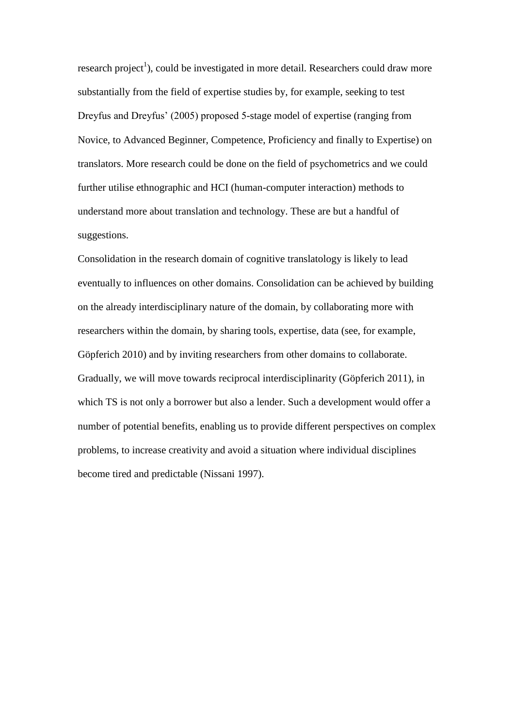research project[1]), could be investigated in more detail. Researchers could draw more substantially from the field of expertise studies by, for example, seeking to test Dreyfus and Dreyfus' (2005) proposed 5-stage model of expertise (ranging from Novice, to Advanced Beginner, Competence, Proficiency and finally to Expertise) on translators. More research could be done on the field of psychometrics and we could further utilise ethnographic and HCI (human-computer interaction) methods to understand more about translation and technology. These are but a handful of suggestions.

Consolidation in the research domain of cognitive translatology is likely to lead eventually to influences on other domains. Consolidation can be achieved by building on the already interdisciplinary nature of the domain, by collaborating more with researchers within the domain, by sharing tools, expertise, data (see, for example, Göpferich 2010) and by inviting researchers from other domains to collaborate. Gradually, we will move towards reciprocal interdisciplinarity (Göpferich 2011), in which TS is not only a borrower but also a lender. Such a development would offer a number of potential benefits, enabling us to provide different perspectives on complex problems, to increase creativity and avoid a situation where individual disciplines become tired and predictable (Nissani 1997).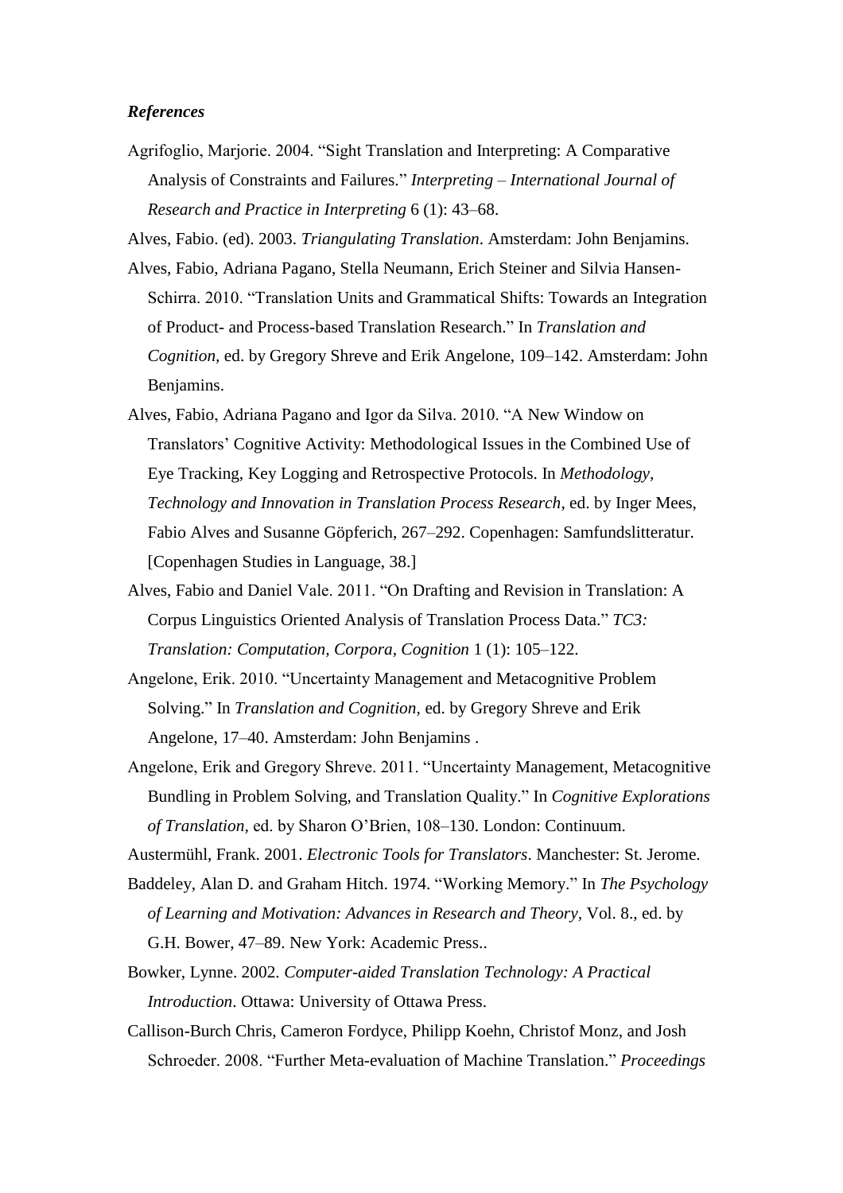### *References*

Agrifoglio, Marjorie. 2004. "Sight Translation and Interpreting: A Comparative Analysis of Constraints and Failures." *Interpreting – International Journal of Research and Practice in Interpreting* 6 (1): 43–68.

Alves, Fabio. (ed). 2003. *Triangulating Translation*. Amsterdam: John Benjamins.

Alves, Fabio, Adriana Pagano, Stella Neumann, Erich Steiner and Silvia Hansen-Schirra. 2010. "Translation Units and Grammatical Shifts: Towards an Integration of Product- and Process-based Translation Research." In *Translation and Cognition,* ed. by Gregory Shreve and Erik Angelone, 109–142. Amsterdam: John Benjamins.

Alves, Fabio, Adriana Pagano and Igor da Silva. 2010. "A New Window on Translators' Cognitive Activity: Methodological Issues in the Combined Use of Eye Tracking, Key Logging and Retrospective Protocols. In *Methodology, Technology and Innovation in Translation Process Research*, ed. by Inger Mees, Fabio Alves and Susanne Göpferich, 267–292. Copenhagen: Samfundslitteratur. [Copenhagen Studies in Language, 38.]

Alves, Fabio and Daniel Vale. 2011. "On Drafting and Revision in Translation: A Corpus Linguistics Oriented Analysis of Translation Process Data." *TC3: Translation: Computation, Corpora, Cognition* 1 (1): 105–122.

Angelone, Erik. 2010. "Uncertainty Management and Metacognitive Problem Solving." In *Translation and Cognition,* ed. by Gregory Shreve and Erik Angelone, 17–40. Amsterdam: John Benjamins .

Angelone, Erik and Gregory Shreve. 2011. "Uncertainty Management, Metacognitive Bundling in Problem Solving, and Translation Quality." In *Cognitive Explorations of Translation*, ed. by Sharon O'Brien, 108–130. London: Continuum.

Austermühl, Frank. 2001. *Electronic Tools for Translators*. Manchester: St. Jerome.

Baddeley, Alan D. and Graham Hitch. 1974. "Working Memory." In *The Psychology of Learning and Motivation: Advances in Research and Theory*, Vol. 8., ed. by G.H. Bower, 47–89. New York: Academic Press..

Bowker, Lynne. 2002. *Computer-aided Translation Technology: A Practical Introduction*. Ottawa: University of Ottawa Press.

Callison-Burch Chris, Cameron Fordyce, Philipp Koehn, Christof Monz, and Josh Schroeder. 2008. "Further Meta-evaluation of Machine Translation." *Proceedings*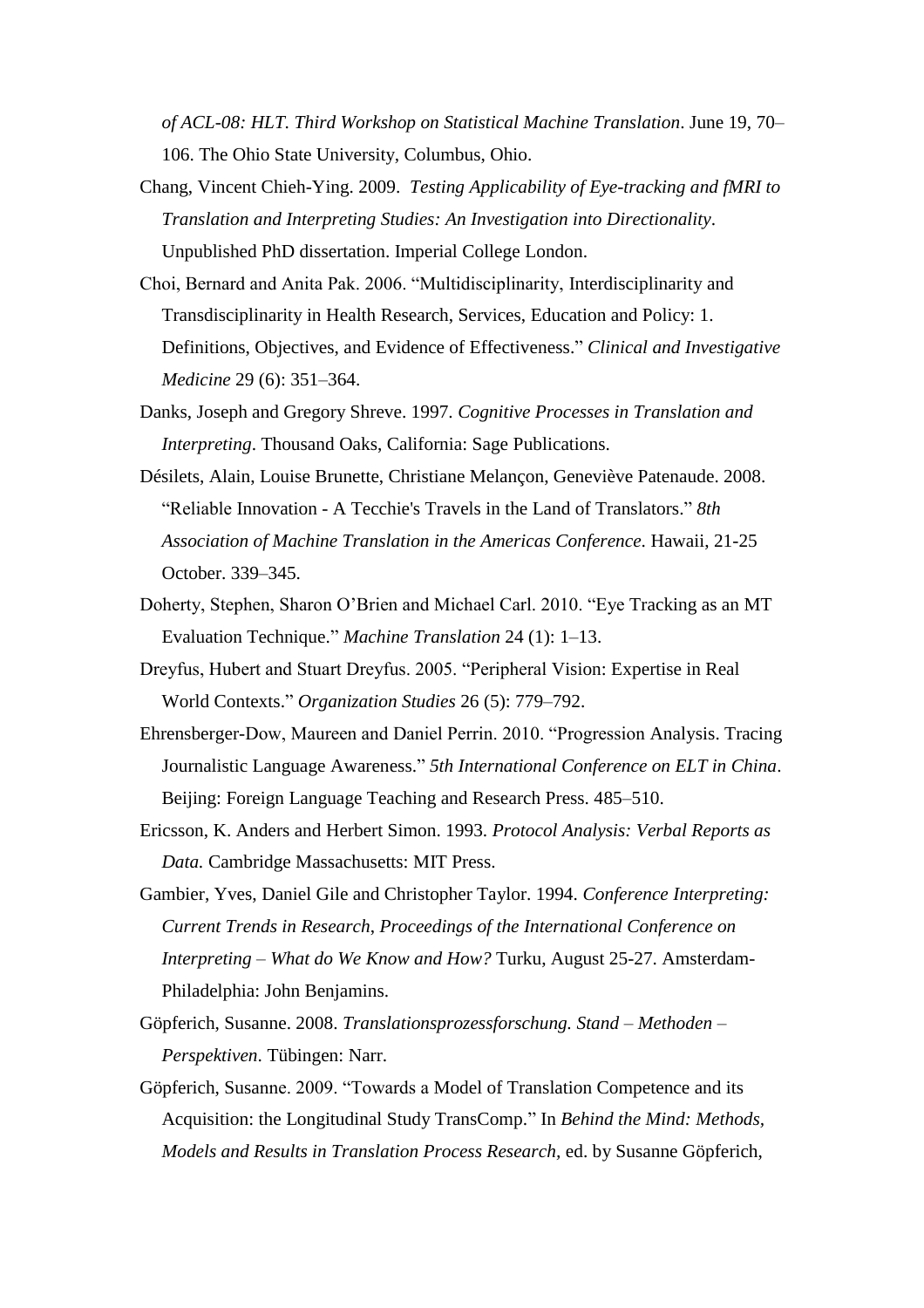*of ACL-08: HLT. Third Workshop on Statistical Machine Translation*. June 19, 70–106. The Ohio State University, Columbus, Ohio.

Chang, Vincent Chieh-Ying. 2009. *Testing Applicability of Eye-tracking and fMRI to Translation and Interpreting Studies: An Investigation into Directionality*. Unpublished PhD dissertation. Imperial College London.

Choi, Bernard and Anita Pak. 2006. "Multidisciplinarity, Interdisciplinarity and Transdisciplinarity in Health Research, Services, Education and Policy: 1. Definitions, Objectives, and Evidence of Effectiveness." *Clinical and Investigative Medicine* 29 (6): 351–364.

Danks, Joseph and Gregory Shreve. 1997. *Cognitive Processes in Translation and Interpreting*. Thousand Oaks, California: Sage Publications.

Désilets, Alain, Louise Brunette, Christiane Melançon, Geneviève Patenaude. 2008. "Reliable Innovation - A Tecchie's Travels in the Land of Translators." *8th Association of Machine Translation in the Americas Conference*. Hawaii, 21-25 October. 339–345.

Doherty, Stephen, Sharon O'Brien and Michael Carl. 2010. "Eye Tracking as an MT Evaluation Technique." *Machine Translation* 24 (1): 1–13.

Dreyfus, Hubert and Stuart Dreyfus. 2005. "Peripheral Vision: Expertise in Real World Contexts." *Organization Studies* 26 (5): 779–792.

Ehrensberger-Dow, Maureen and Daniel Perrin. 2010. "Progression Analysis. Tracing Journalistic Language Awareness." *5th International Conference on ELT in China*. Beijing: Foreign Language Teaching and Research Press. 485–510.

Ericsson, K. Anders and Herbert Simon. 1993. *Protocol Analysis: Verbal Reports as Data.* Cambridge Massachusetts: MIT Press.

Gambier, Yves, Daniel Gile and Christopher Taylor. 1994. *Conference Interpreting: Current Trends in Research*, *Proceedings of the International Conference on Interpreting – What do We Know and How?* Turku, August 25-27. Amsterdam-Philadelphia: John Benjamins.

Göpferich, Susanne. 2008. *Translationsprozessforschung. Stand – Methoden – Perspektiven*. Tübingen: Narr.

Göpferich, Susanne. 2009. "Towards a Model of Translation Competence and its Acquisition: the Longitudinal Study TransComp." In *Behind the Mind: Methods, Models and Results in Translation Process Research,* ed. by Susanne Göpferich,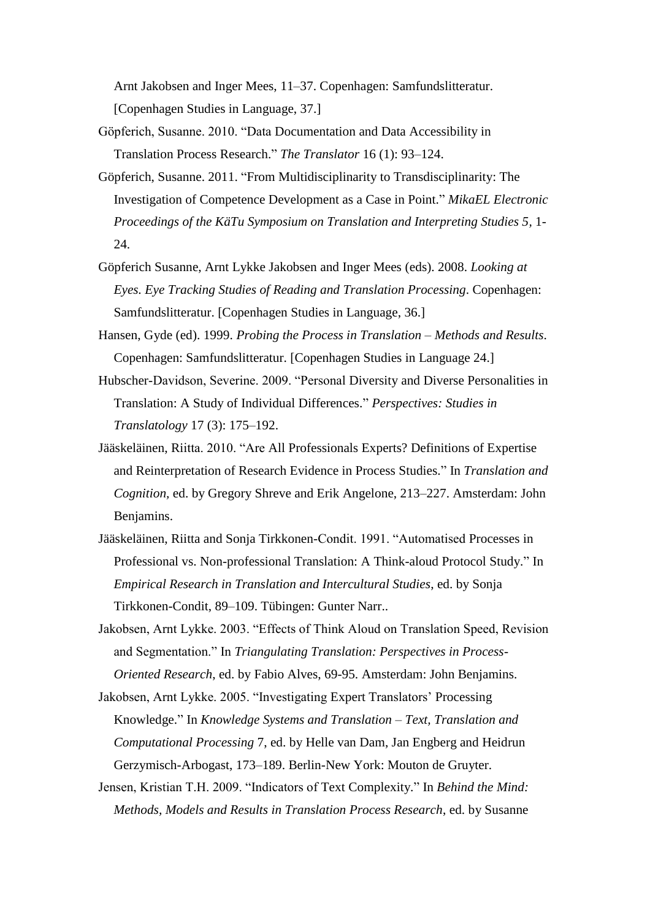Arnt Jakobsen and Inger Mees, 11–37. Copenhagen: Samfundslitteratur. [Copenhagen Studies in Language, 37.]

Göpferich, Susanne. 2010. "Data Documentation and Data Accessibility in Translation Process Research." *The Translator* 16 (1): 93–124.

Göpferich, Susanne. 2011. "From Multidisciplinarity to Transdisciplinarity: The Investigation of Competence Development as a Case in Point." *MikaEL Electronic Proceedings of the KäTu Symposium on Translation and Interpreting Studies 5*, 1-24.

Göpferich Susanne, Arnt Lykke Jakobsen and Inger Mees (eds). 2008. *Looking at Eyes. Eye Tracking Studies of Reading and Translation Processing*. Copenhagen: Samfundslitteratur. [Copenhagen Studies in Language, 36.]

Hansen, Gyde (ed). 1999. *Probing the Process in Translation – Methods and Results*. Copenhagen: Samfundslitteratur. [Copenhagen Studies in Language 24.]

Hubscher-Davidson, Severine. 2009. "Personal Diversity and Diverse Personalities in Translation: A Study of Individual Differences." *Perspectives: Studies in Translatology* 17 (3): 175–192.

Jääskeläinen, Riitta. 2010. "Are All Professionals Experts? Definitions of Expertise and Reinterpretation of Research Evidence in Process Studies." In *Translation and Cognition*, ed. by Gregory Shreve and Erik Angelone, 213–227. Amsterdam: John Benjamins.

Jääskeläinen, Riitta and Sonja Tirkkonen-Condit. 1991. "Automatised Processes in Professional vs. Non-professional Translation: A Think-aloud Protocol Study." In *Empirical Research in Translation and Intercultural Studies*, ed. by Sonja Tirkkonen-Condit, 89–109. Tübingen: Gunter Narr..

Jakobsen, Arnt Lykke. 2003. "Effects of Think Aloud on Translation Speed, Revision and Segmentation." In *Triangulating Translation: Perspectives in Process-Oriented Research*, ed. by Fabio Alves, 69-95. Amsterdam: John Benjamins.

Jakobsen, Arnt Lykke. 2005. "Investigating Expert Translators' Processing Knowledge." In *Knowledge Systems and Translation – Text, Translation and Computational Processing* 7, ed. by Helle van Dam, Jan Engberg and Heidrun Gerzymisch-Arbogast, 173–189. Berlin-New York: Mouton de Gruyter.

Jensen, Kristian T.H. 2009. "Indicators of Text Complexity." In *Behind the Mind: Methods, Models and Results in Translation Process Research*, ed. by Susanne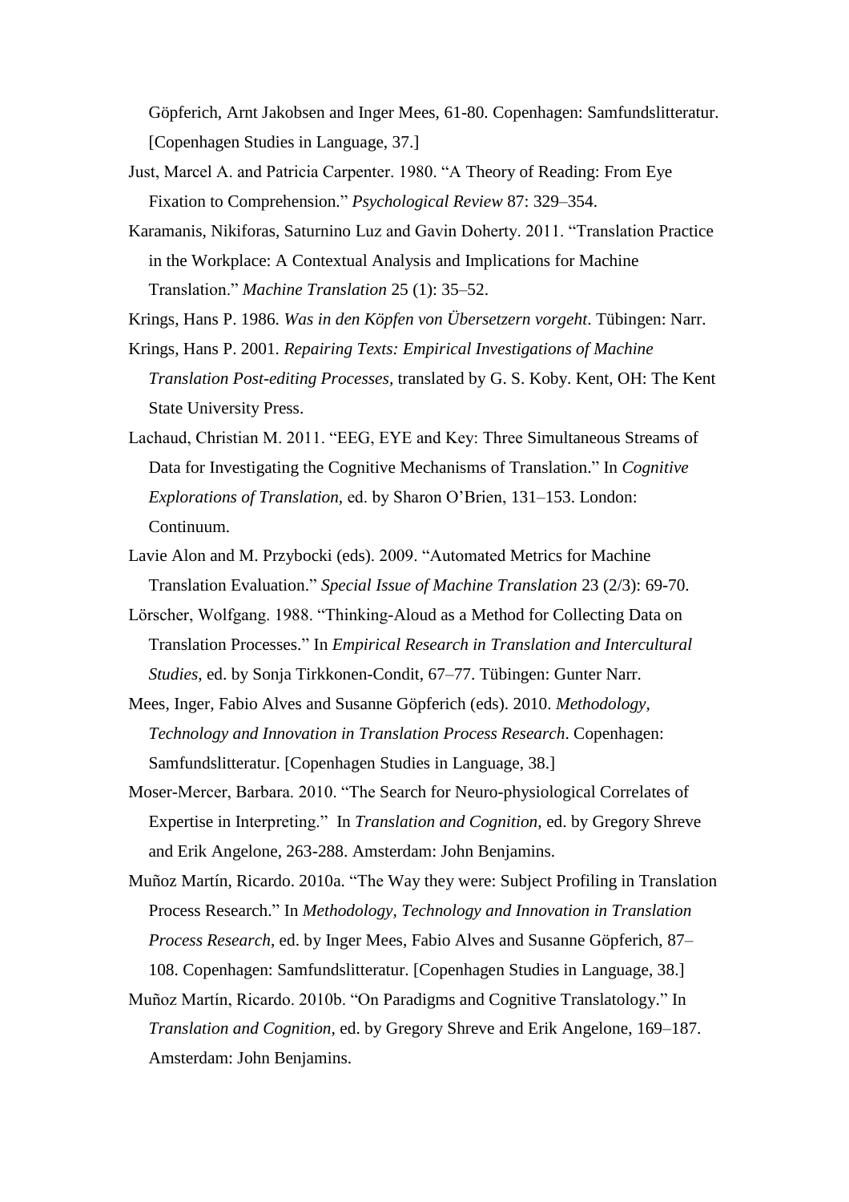Göpferich, Arnt Jakobsen and Inger Mees, 61-80. Copenhagen: Samfundslitteratur. [Copenhagen Studies in Language, 37.]

Just, Marcel A. and Patricia Carpenter. 1980. "A Theory of Reading: From Eye Fixation to Comprehension." *Psychological Review* 87: 329–354.

Karamanis, Nikiforas, Saturnino Luz and Gavin Doherty. 2011. "Translation Practice in the Workplace: A Contextual Analysis and Implications for Machine Translation." *Machine Translation* 25 (1): 35–52.

Krings, Hans P. 1986. *Was in den Köpfen von Übersetzern vorgeht*. Tübingen: Narr.

Krings, Hans P. 2001. *Repairing Texts: Empirical Investigations of Machine Translation Post-editing Processes*, translated by G. S. Koby. Kent, OH: The Kent State University Press.

Lachaud, Christian M. 2011. "EEG, EYE and Key: Three Simultaneous Streams of Data for Investigating the Cognitive Mechanisms of Translation." In *Cognitive Explorations of Translation*, ed. by Sharon O'Brien, 131–153. London: Continuum.

Lavie Alon and M. Przybocki (eds). 2009. "Automated Metrics for Machine Translation Evaluation." *Special Issue of Machine Translation* 23 (2/3): 69-70.

Lörscher, Wolfgang. 1988. "Thinking-Aloud as a Method for Collecting Data on Translation Processes." In *Empirical Research in Translation and Intercultural Studies*, ed. by Sonja Tirkkonen-Condit, 67–77. Tübingen: Gunter Narr.

Mees, Inger, Fabio Alves and Susanne Göpferich (eds). 2010. *Methodology, Technology and Innovation in Translation Process Research*. Copenhagen: Samfundslitteratur. [Copenhagen Studies in Language, 38.]

Moser-Mercer, Barbara. 2010. "The Search for Neuro-physiological Correlates of Expertise in Interpreting." In *Translation and Cognition,* ed. by Gregory Shreve and Erik Angelone, 263-288. Amsterdam: John Benjamins.

Muñoz Martín, Ricardo. 2010a. "The Way they were: Subject Profiling in Translation Process Research." In *Methodology, Technology and Innovation in Translation Process Research*, ed. by Inger Mees, Fabio Alves and Susanne Göpferich, 87–108. Copenhagen: Samfundslitteratur. [Copenhagen Studies in Language, 38.]

Muñoz Martín, Ricardo. 2010b. "On Paradigms and Cognitive Translatology." In *Translation and Cognition,* ed. by Gregory Shreve and Erik Angelone, 169–187. Amsterdam: John Benjamins.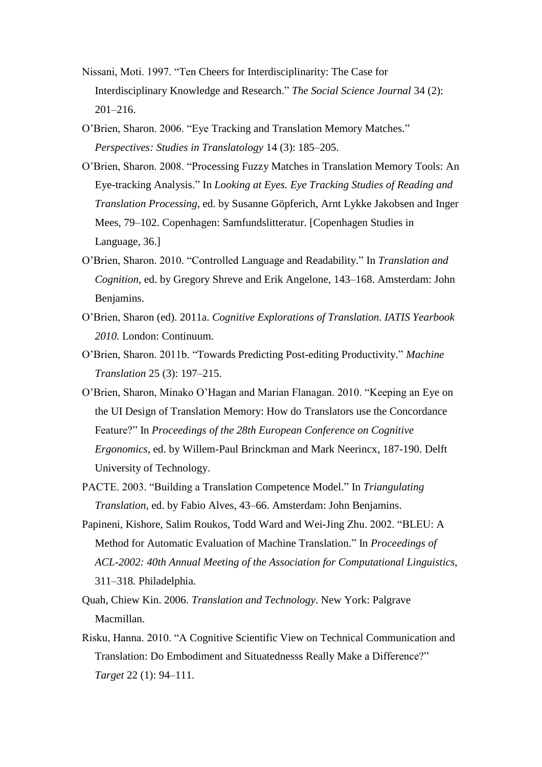Nissani, Moti. 1997. "Ten Cheers for Interdisciplinarity: The Case for Interdisciplinary Knowledge and Research." *The Social Science Journal* 34 (2): 201–216.

O'Brien, Sharon. 2006. "Eye Tracking and Translation Memory Matches." *Perspectives: Studies in Translatology* 14 (3): 185–205.

O'Brien, Sharon. 2008. "Processing Fuzzy Matches in Translation Memory Tools: An Eye-tracking Analysis." In *Looking at Eyes. Eye Tracking Studies of Reading and Translation Processing*, ed. by Susanne Göpferich, Arnt Lykke Jakobsen and Inger Mees, 79–102. Copenhagen: Samfundslitteratur. [Copenhagen Studies in Language, 36.]

O'Brien, Sharon. 2010. "Controlled Language and Readability." In *Translation and Cognition*, ed. by Gregory Shreve and Erik Angelone, 143–168. Amsterdam: John Benjamins.

O'Brien, Sharon (ed). 2011a. *Cognitive Explorations of Translation. IATIS Yearbook 2010.* London: Continuum.

O'Brien, Sharon. 2011b. "Towards Predicting Post-editing Productivity." *Machine Translation* 25 (3): 197–215.

O'Brien, Sharon, Minako O'Hagan and Marian Flanagan. 2010. "Keeping an Eye on the UI Design of Translation Memory: How do Translators use the Concordance Feature?" In *Proceedings of the 28th European Conference on Cognitive Ergonomics*, ed. by Willem-Paul Brinckman and Mark Neerincx, 187-190. Delft University of Technology.

PACTE. 2003. "Building a Translation Competence Model." In *Triangulating Translation*, ed. by Fabio Alves, 43–66. Amsterdam: John Benjamins.

Papineni, Kishore, Salim Roukos, Todd Ward and Wei-Jing Zhu. 2002. "BLEU: A Method for Automatic Evaluation of Machine Translation." In *Proceedings of ACL-2002: 40th Annual Meeting of the Association for Computational Linguistics*, 311–318. Philadelphia.

Quah, Chiew Kin. 2006. *Translation and Technology*. New York: Palgrave Macmillan.

Risku, Hanna. 2010. "A Cognitive Scientific View on Technical Communication and Translation: Do Embodiment and Situatednesss Really Make a Difference?" *Target* 22 (1): 94–111.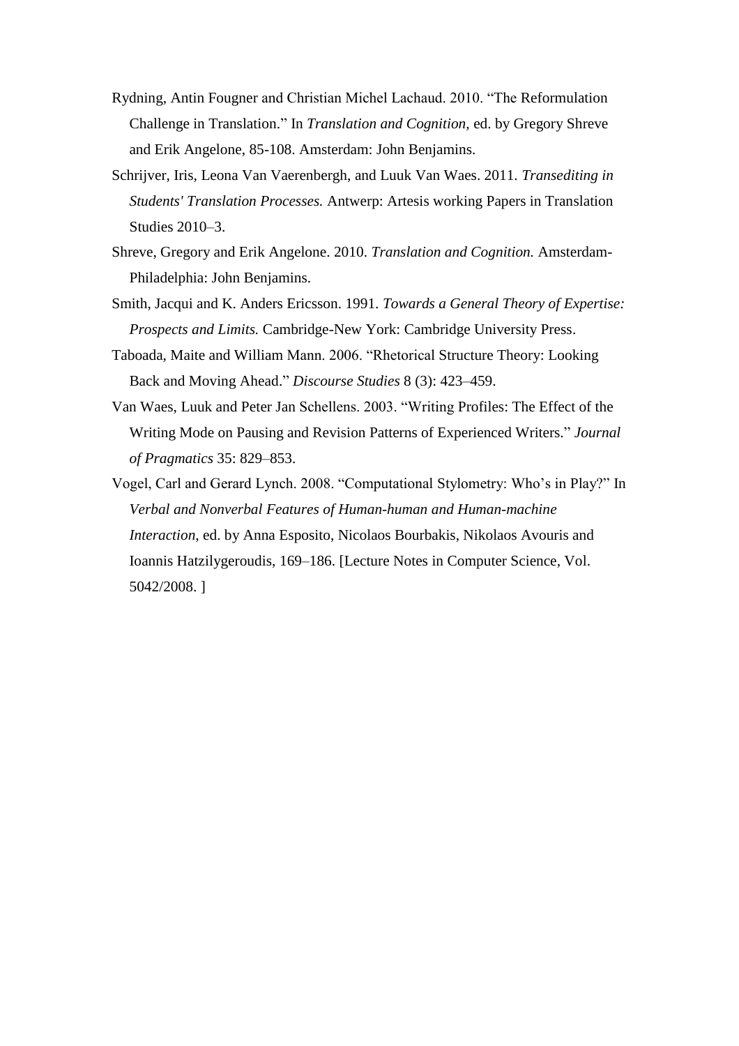Rydning, Antin Fougner and Christian Michel Lachaud. 2010. "The Reformulation Challenge in Translation." In *Translation and Cognition,* ed. by Gregory Shreve and Erik Angelone, 85-108. Amsterdam: John Benjamins.

Schrijver, Iris, Leona Van Vaerenbergh, and Luuk Van Waes. 2011. *Transediting in Students' Translation Processes.* Antwerp: Artesis working Papers in Translation Studies 2010–3.

Shreve, Gregory and Erik Angelone. 2010. *Translation and Cognition.* Amsterdam-Philadelphia: John Benjamins.

Smith, Jacqui and K. Anders Ericsson. 1991. *Towards a General Theory of Expertise: Prospects and Limits.* Cambridge-New York: Cambridge University Press.

Taboada, Maite and William Mann. 2006. "Rhetorical Structure Theory: Looking Back and Moving Ahead." *Discourse Studies* 8 (3): 423–459.

Van Waes, Luuk and Peter Jan Schellens. 2003. "Writing Profiles: The Effect of the Writing Mode on Pausing and Revision Patterns of Experienced Writers." *Journal of Pragmatics* 35: 829–853.

Vogel, Carl and Gerard Lynch. 2008. "Computational Stylometry: Who's in Play?" In *Verbal and Nonverbal Features of Human-human and Human-machine Interaction*, ed. by Anna Esposito, Nicolaos Bourbakis, Nikolaos Avouris and Ioannis Hatzilygeroudis, 169–186. [Lecture Notes in Computer Science, Vol. 5042/2008. ]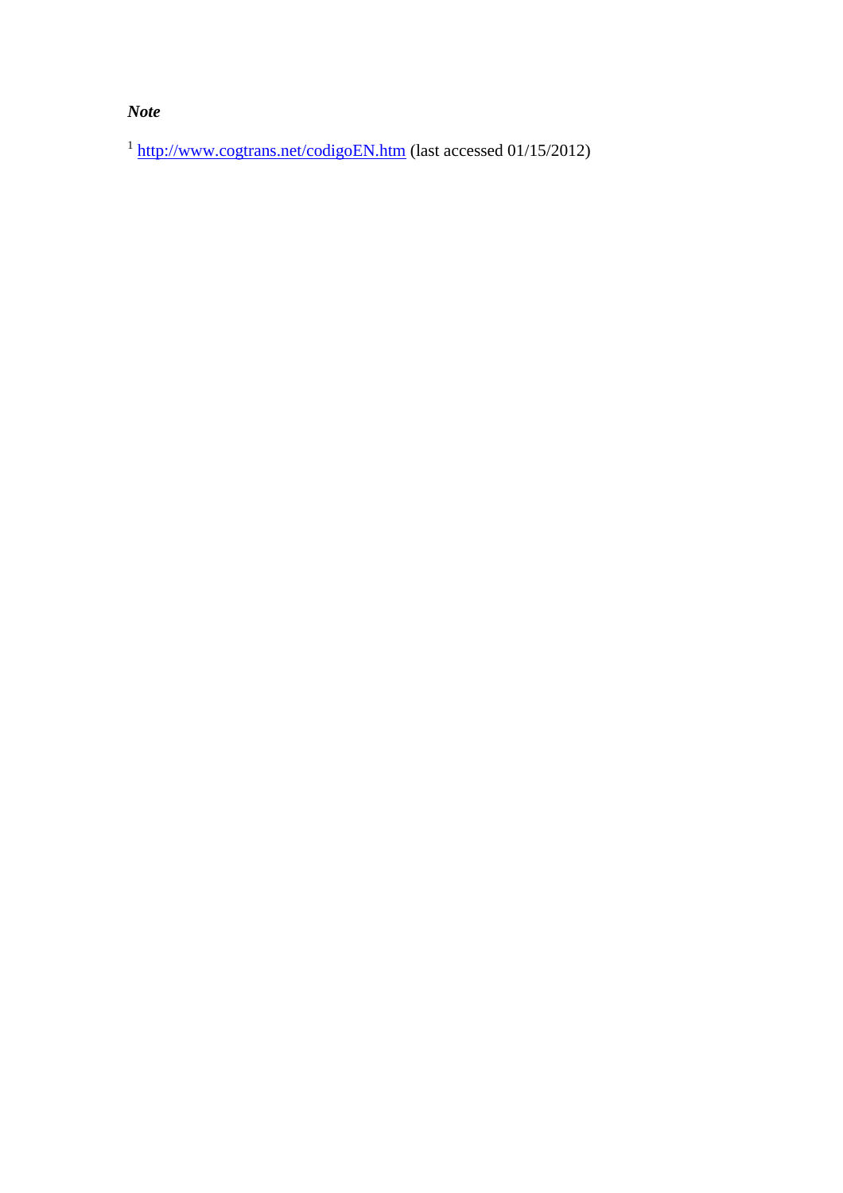***Note***

[1] http://www.cogtrans.net/codigoEN.htm (last accessed 01/15/2012)